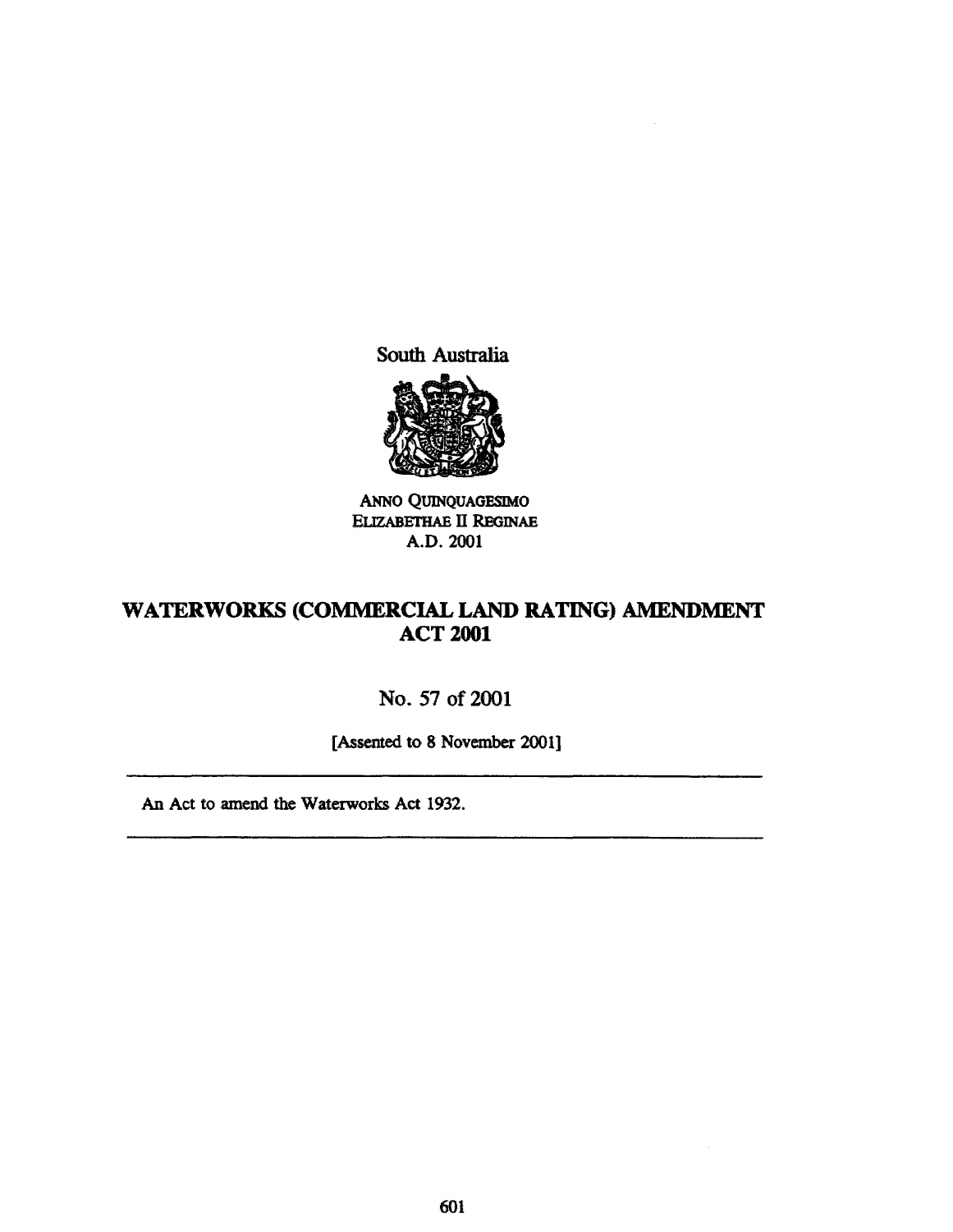South Australia

ANNO QUINQUAGESIMO
ELIZABETHAE II REGINAE
A.D. 2001

# WATERWORKS (COMMERCIAL LAND RATING) AMENDMENT ACT 2001

No. 57 of 2001

[Assented to 8 November 2001]

---

An Act to amend the Waterworks Act 1932.

---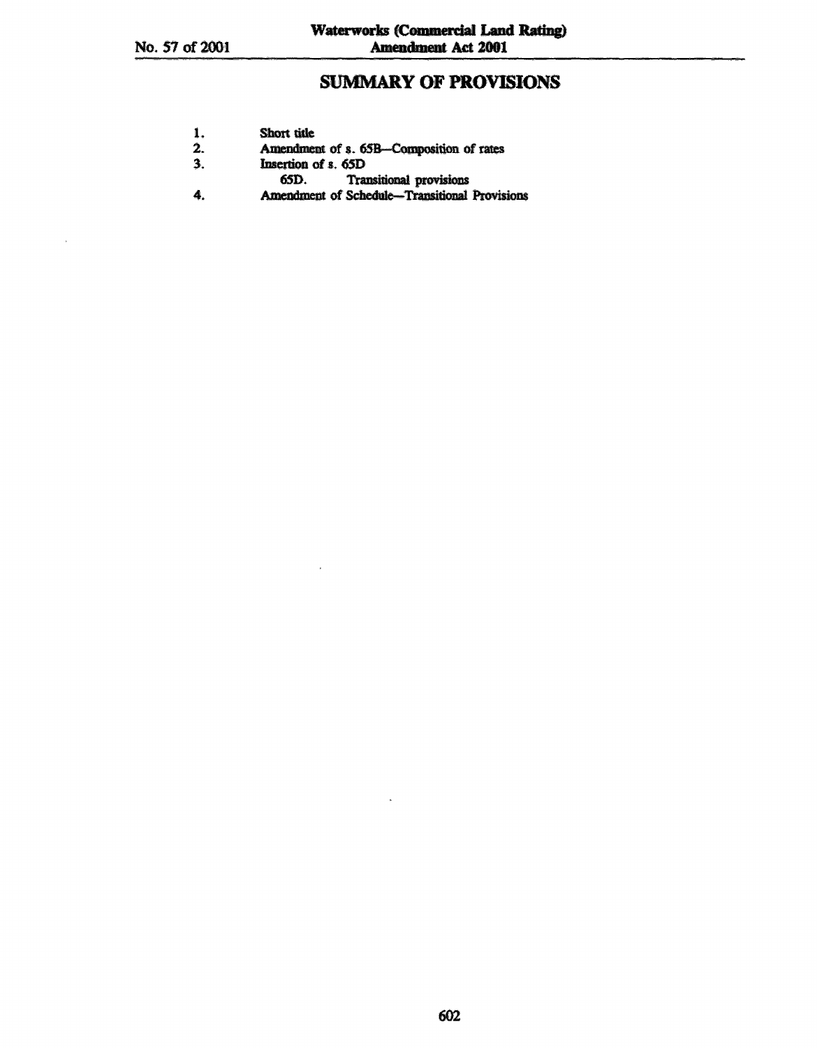## SUMMARY OF PROVISIONS

1. Short title
2. Amendment of s. 65B—Composition of rates
3. Insertion of s. 65D
   - 65D. Transitional provisions
4. Amendment of Schedule—Transitional Provisions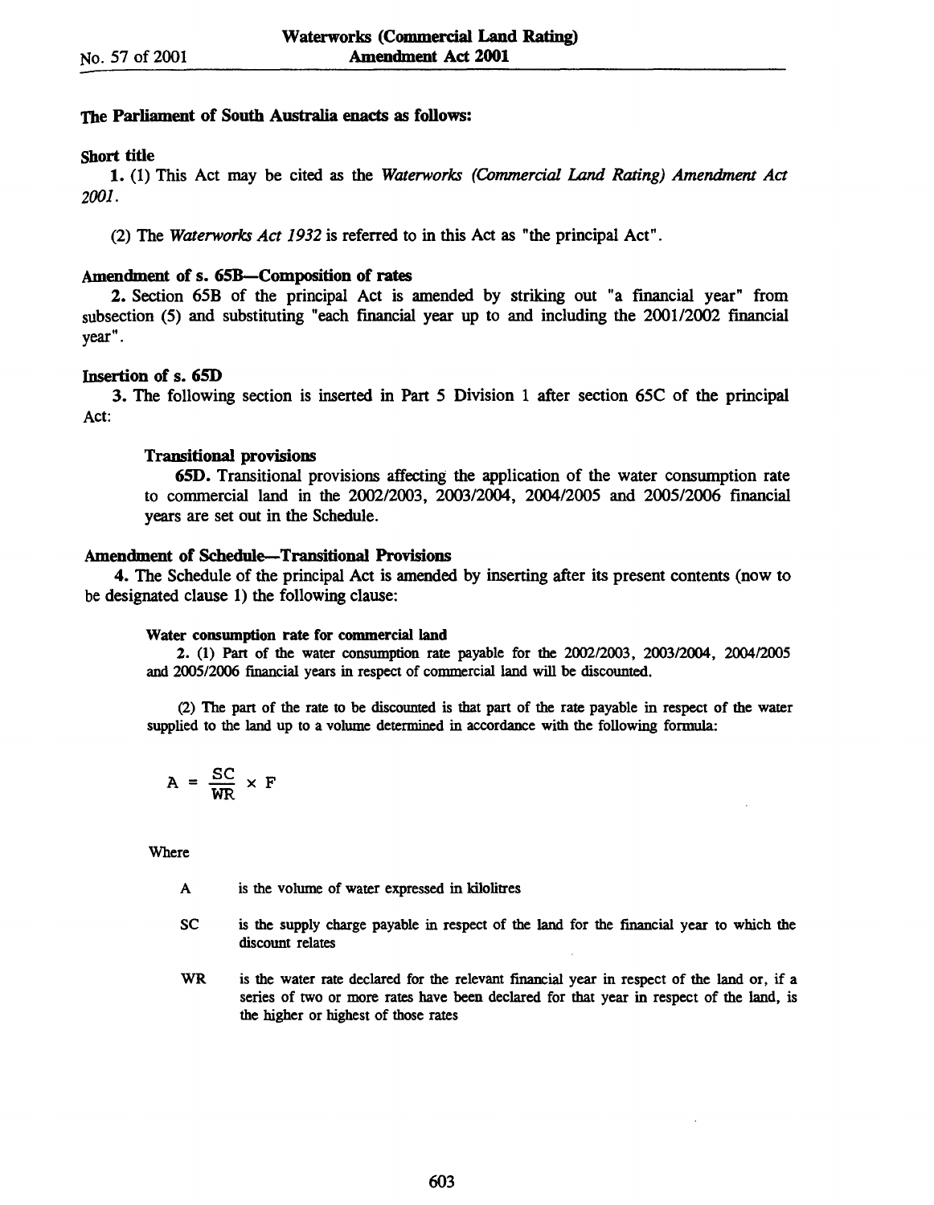**The Parliament of South Australia enacts as follows:**

**Short title**

**1.** (1) This Act may be cited as the *Waterworks (Commercial Land Rating) Amendment Act 2001*.

(2) The *Waterworks Act 1932* is referred to in this Act as "the principal Act".

**Amendment of s. 65B—Composition of rates**

**2.** Section 65B of the principal Act is amended by striking out "a financial year" from subsection (5) and substituting "each financial year up to and including the 2001/2002 financial year".

**Insertion of s. 65D**

**3.** The following section is inserted in Part 5 Division 1 after section 65C of the principal Act:

**Transitional provisions**

**65D.** Transitional provisions affecting the application of the water consumption rate to commercial land in the 2002/2003, 2003/2004, 2004/2005 and 2005/2006 financial years are set out in the Schedule.

**Amendment of Schedule—Transitional Provisions**

**4.** The Schedule of the principal Act is amended by inserting after its present contents (now to be designated clause 1) the following clause:

**Water consumption rate for commercial land**

2. (1) Part of the water consumption rate payable for the 2002/2003, 2003/2004, 2004/2005 and 2005/2006 financial years in respect of commercial land will be discounted.

(2) The part of the rate to be discounted is that part of the rate payable in respect of the water supplied to the land up to a volume determined in accordance with the following formula:

$$A = \frac{SC}{WR} \times F$$

Where

| | |
|---|---|
| A | is the volume of water expressed in kilolitres |
| SC | is the supply charge payable in respect of the land for the financial year to which the discount relates |
| WR | is the water rate declared for the relevant financial year in respect of the land or, if a series of two or more rates have been declared for that year in respect of the land, is the higher or highest of those rates |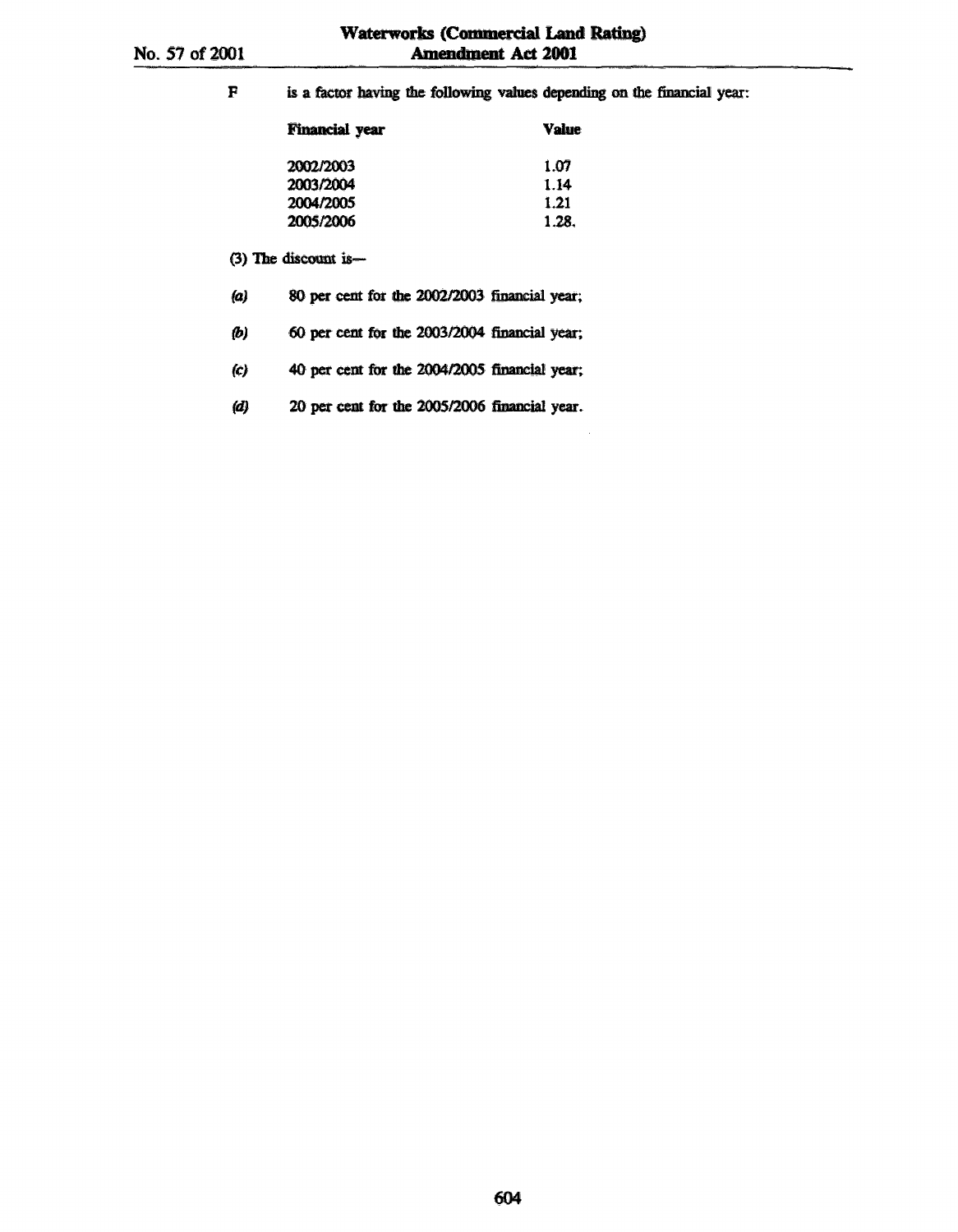F is a factor having the following values depending on the financial year:

| Financial year | Value |
| --- | --- |
| 2002/2003 | 1.07 |
| 2003/2004 | 1.14 |
| 2004/2005 | 1.21 |
| 2005/2006 | 1.28. |

(3) The discount is—

*(a)* 80 per cent for the 2002/2003 financial year;

*(b)* 60 per cent for the 2003/2004 financial year;

*(c)* 40 per cent for the 2004/2005 financial year;

*(d)* 20 per cent for the 2005/2006 financial year.